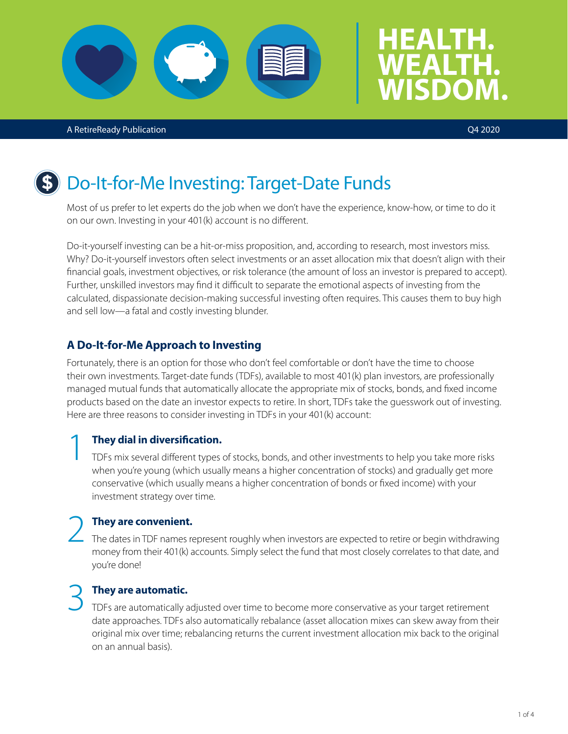# HEALTH. WEALTH. WISDOM.

A RetireReady Publication

Q4 2020

## Do-It-for-Me Investing: Target-Date Funds

Most of us prefer to let experts do the job when we don't have the experience, know-how, or time to do it on our own. Investing in your 401(k) account is no different.

Do-it-yourself investing can be a hit-or-miss proposition, and, according to research, most investors miss. Why? Do-it-yourself investors often select investments or an asset allocation mix that doesn't align with their financial goals, investment objectives, or risk tolerance (the amount of loss an investor is prepared to accept). Further, unskilled investors may find it difficult to separate the emotional aspects of investing from the calculated, dispassionate decision-making successful investing often requires. This causes them to buy high and sell low—a fatal and costly investing blunder.

### A Do-It-for-Me Approach to Investing

Fortunately, there is an option for those who don't feel comfortable or don't have the time to choose their own investments. Target-date funds (TDFs), available to most 401(k) plan investors, are professionally managed mutual funds that automatically allocate the appropriate mix of stocks, bonds, and fixed income products based on the date an investor expects to retire. In short, TDFs take the guesswork out of investing. Here are three reasons to consider investing in TDFs in your 401(k) account:

1. **They dial in diversification.**
   TDFs mix several different types of stocks, bonds, and other investments to help you take more risks when you're young (which usually means a higher concentration of stocks) and gradually get more conservative (which usually means a higher concentration of bonds or fixed income) with your investment strategy over time.

2. **They are convenient.**
   The dates in TDF names represent roughly when investors are expected to retire or begin withdrawing money from their 401(k) accounts. Simply select the fund that most closely correlates to that date, and you're done!

3. **They are automatic.**
   TDFs are automatically adjusted over time to become more conservative as your target retirement date approaches. TDFs also automatically rebalance (asset allocation mixes can skew away from their original mix over time; rebalancing returns the current investment allocation mix back to the original on an annual basis).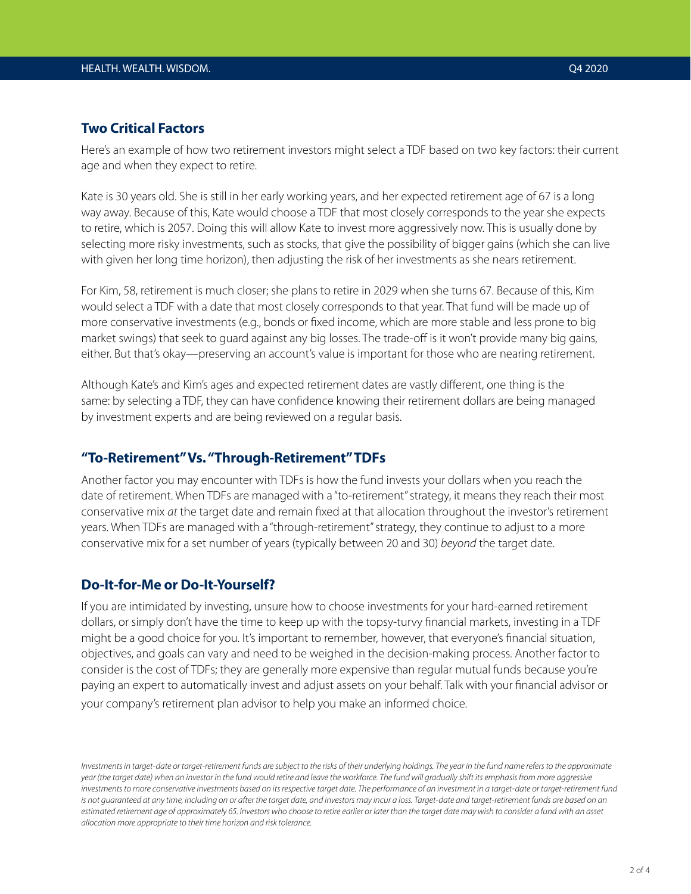## Two Critical Factors

Here's an example of how two retirement investors might select a TDF based on two key factors: their current age and when they expect to retire.

Kate is 30 years old. She is still in her early working years, and her expected retirement age of 67 is a long way away. Because of this, Kate would choose a TDF that most closely corresponds to the year she expects to retire, which is 2057. Doing this will allow Kate to invest more aggressively now. This is usually done by selecting more risky investments, such as stocks, that give the possibility of bigger gains (which she can live with given her long time horizon), then adjusting the risk of her investments as she nears retirement.

For Kim, 58, retirement is much closer; she plans to retire in 2029 when she turns 67. Because of this, Kim would select a TDF with a date that most closely corresponds to that year. That fund will be made up of more conservative investments (e.g., bonds or fixed income, which are more stable and less prone to big market swings) that seek to guard against any big losses. The trade-off is it won't provide many big gains, either. But that's okay—preserving an account's value is important for those who are nearing retirement.

Although Kate's and Kim's ages and expected retirement dates are vastly different, one thing is the same: by selecting a TDF, they can have confidence knowing their retirement dollars are being managed by investment experts and are being reviewed on a regular basis.

## "To-Retirement" Vs. "Through-Retirement" TDFs

Another factor you may encounter with TDFs is how the fund invests your dollars when you reach the date of retirement. When TDFs are managed with a "to-retirement" strategy, it means they reach their most conservative mix *at* the target date and remain fixed at that allocation throughout the investor's retirement years. When TDFs are managed with a "through-retirement" strategy, they continue to adjust to a more conservative mix for a set number of years (typically between 20 and 30) *beyond* the target date.

## Do-It-for-Me or Do-It-Yourself?

If you are intimidated by investing, unsure how to choose investments for your hard-earned retirement dollars, or simply don't have the time to keep up with the topsy-turvy financial markets, investing in a TDF might be a good choice for you. It's important to remember, however, that everyone's financial situation, objectives, and goals can vary and need to be weighed in the decision-making process. Another factor to consider is the cost of TDFs; they are generally more expensive than regular mutual funds because you're paying an expert to automatically invest and adjust assets on your behalf. Talk with your financial advisor or your company's retirement plan advisor to help you make an informed choice.

*Investments in target-date or target-retirement funds are subject to the risks of their underlying holdings. The year in the fund name refers to the approximate year (the target date) when an investor in the fund would retire and leave the workforce. The fund will gradually shift its emphasis from more aggressive investments to more conservative investments based on its respective target date. The performance of an investment in a target-date or target-retirement fund is not guaranteed at any time, including on or after the target date, and investors may incur a loss. Target-date and target-retirement funds are based on an estimated retirement age of approximately 65. Investors who choose to retire earlier or later than the target date may wish to consider a fund with an asset allocation more appropriate to their time horizon and risk tolerance.*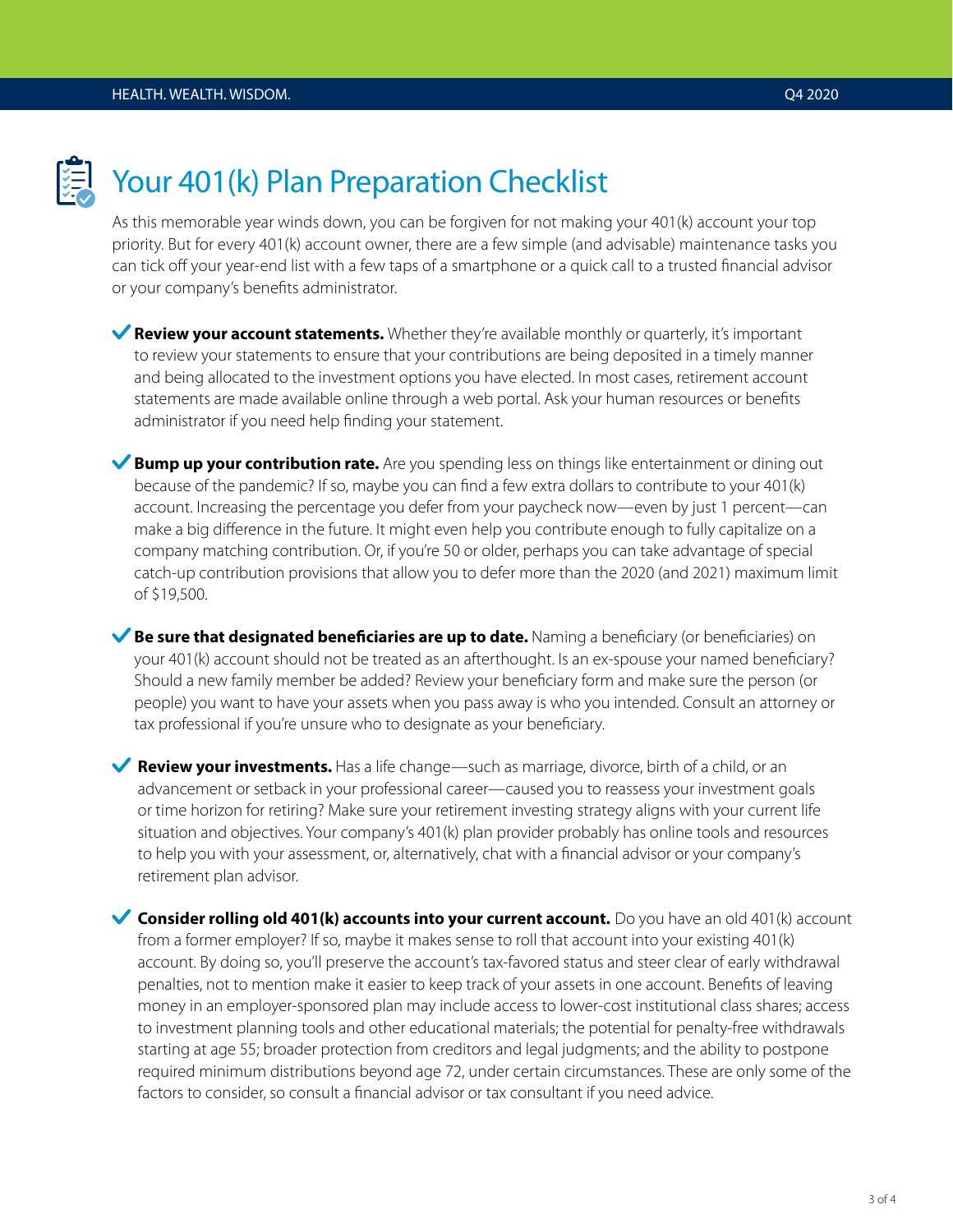# Your 401(k) Plan Preparation Checklist

As this memorable year winds down, you can be forgiven for not making your 401(k) account your top priority. But for every 401(k) account owner, there are a few simple (and advisable) maintenance tasks you can tick off your year-end list with a few taps of a smartphone or a quick call to a trusted financial advisor or your company's benefits administrator.

- **Review your account statements.** Whether they're available monthly or quarterly, it's important to review your statements to ensure that your contributions are being deposited in a timely manner and being allocated to the investment options you have elected. In most cases, retirement account statements are made available online through a web portal. Ask your human resources or benefits administrator if you need help finding your statement.

- **Bump up your contribution rate.** Are you spending less on things like entertainment or dining out because of the pandemic? If so, maybe you can find a few extra dollars to contribute to your 401(k) account. Increasing the percentage you defer from your paycheck now—even by just 1 percent—can make a big difference in the future. It might even help you contribute enough to fully capitalize on a company matching contribution. Or, if you're 50 or older, perhaps you can take advantage of special catch-up contribution provisions that allow you to defer more than the 2020 (and 2021) maximum limit of $19,500.

- **Be sure that designated beneficiaries are up to date.** Naming a beneficiary (or beneficiaries) on your 401(k) account should not be treated as an afterthought. Is an ex-spouse your named beneficiary? Should a new family member be added? Review your beneficiary form and make sure the person (or people) you want to have your assets when you pass away is who you intended. Consult an attorney or tax professional if you're unsure who to designate as your beneficiary.

- **Review your investments.** Has a life change—such as marriage, divorce, birth of a child, or an advancement or setback in your professional career—caused you to reassess your investment goals or time horizon for retiring? Make sure your retirement investing strategy aligns with your current life situation and objectives. Your company's 401(k) plan provider probably has online tools and resources to help you with your assessment, or, alternatively, chat with a financial advisor or your company's retirement plan advisor.

- **Consider rolling old 401(k) accounts into your current account.** Do you have an old 401(k) account from a former employer? If so, maybe it makes sense to roll that account into your existing 401(k) account. By doing so, you'll preserve the account's tax-favored status and steer clear of early withdrawal penalties, not to mention make it easier to keep track of your assets in one account. Benefits of leaving money in an employer-sponsored plan may include access to lower-cost institutional class shares; access to investment planning tools and other educational materials; the potential for penalty-free withdrawals starting at age 55; broader protection from creditors and legal judgments; and the ability to postpone required minimum distributions beyond age 72, under certain circumstances. These are only some of the factors to consider, so consult a financial advisor or tax consultant if you need advice.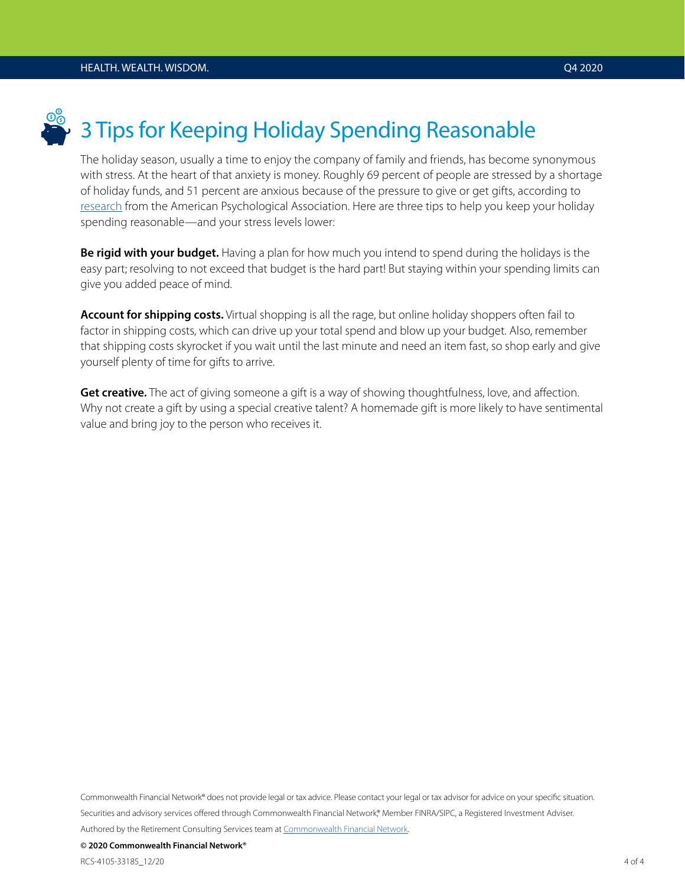# 3 Tips for Keeping Holiday Spending Reasonable

The holiday season, usually a time to enjoy the company of family and friends, has become synonymous with stress. At the heart of that anxiety is money. Roughly 69 percent of people are stressed by a shortage of holiday funds, and 51 percent are anxious because of the pressure to give or get gifts, according to research from the American Psychological Association. Here are three tips to help you keep your holiday spending reasonable—and your stress levels lower:

**Be rigid with your budget.** Having a plan for how much you intend to spend during the holidays is the easy part; resolving to not exceed that budget is the hard part! But staying within your spending limits can give you added peace of mind.

**Account for shipping costs.** Virtual shopping is all the rage, but online holiday shoppers often fail to factor in shipping costs, which can drive up your total spend and blow up your budget. Also, remember that shipping costs skyrocket if you wait until the last minute and need an item fast, so shop early and give yourself plenty of time for gifts to arrive.

**Get creative.** The act of giving someone a gift is a way of showing thoughtfulness, love, and affection. Why not create a gift by using a special creative talent? A homemade gift is more likely to have sentimental value and bring joy to the person who receives it.

Commonwealth Financial Network® does not provide legal or tax advice. Please contact your legal or tax advisor for advice on your specific situation.

Securities and advisory services offered through Commonwealth Financial Network®, Member FINRA/SIPC, a Registered Investment Adviser.

Authored by the Retirement Consulting Services team at Commonwealth Financial Network.

**© 2020 Commonwealth Financial Network®**

RCS-4105-33185_12/20